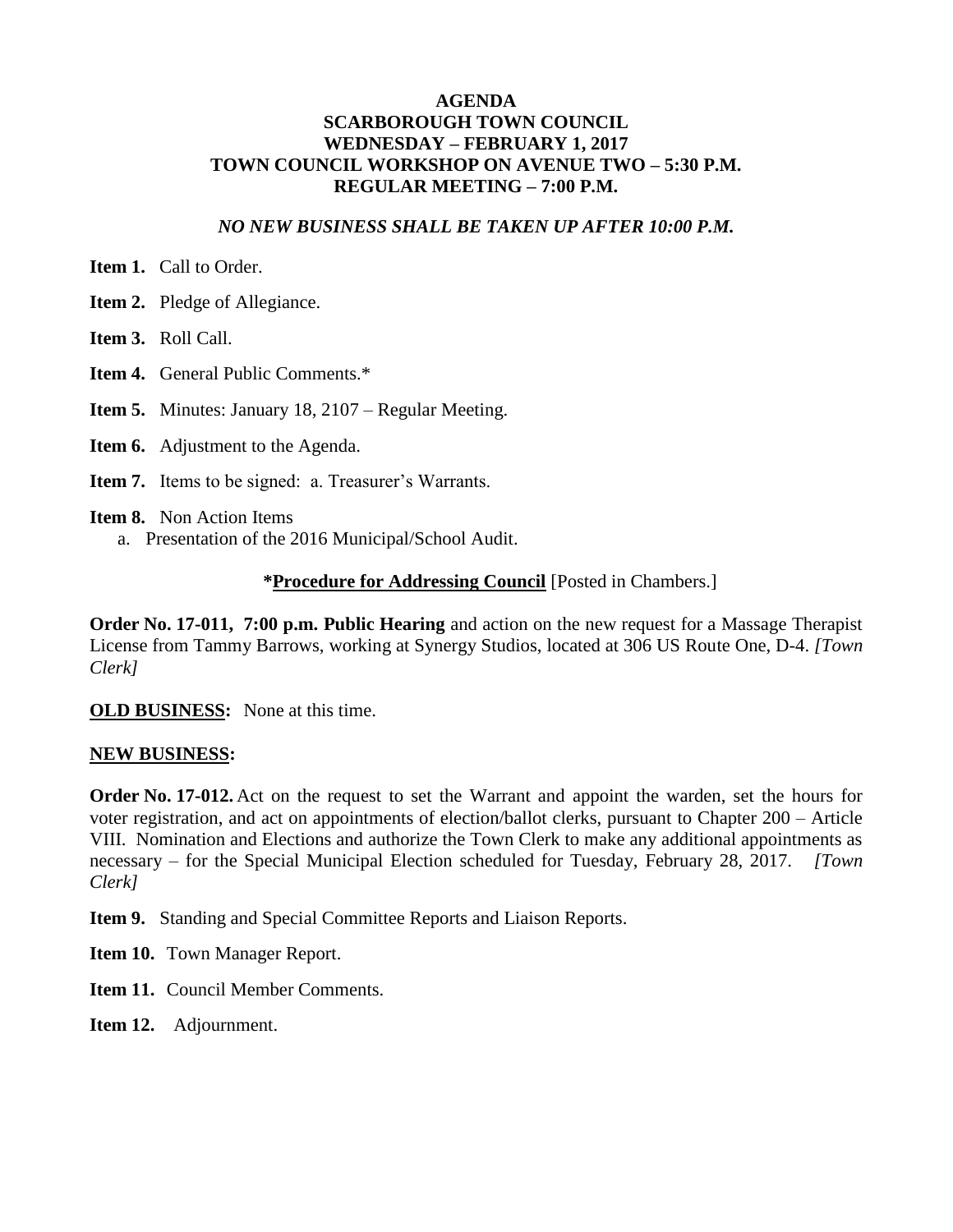# AGENDA
## SCARBOROUGH TOWN COUNCIL
### WEDNESDAY – FEBRUARY 1, 2017
### TOWN COUNCIL WORKSHOP ON AVENUE TWO – 5:30 P.M.
### REGULAR MEETING – 7:00 P.M.

***NO NEW BUSINESS SHALL BE TAKEN UP AFTER 10:00 P.M.***

**Item 1.** Call to Order.

**Item 2.** Pledge of Allegiance.

**Item 3.** Roll Call.

**Item 4.** General Public Comments.*

**Item 5.** Minutes: January 18, 2107 – Regular Meeting.

**Item 6.** Adjustment to the Agenda.

**Item 7.** Items to be signed: a. Treasurer's Warrants.

**Item 8.** Non Action Items

a. Presentation of the 2016 Municipal/School Audit.

***Procedure for Addressing Council** [Posted in Chambers.]

**Order No. 17-011, 7:00 p.m. Public Hearing** and action on the new request for a Massage Therapist License from Tammy Barrows, working at Synergy Studios, located at 306 US Route One, D-4. *[Town Clerk]*

**OLD BUSINESS:** None at this time.

**NEW BUSINESS:**

**Order No. 17-012.** Act on the request to set the Warrant and appoint the warden, set the hours for voter registration, and act on appointments of election/ballot clerks, pursuant to Chapter 200 – Article VIII. Nomination and Elections and authorize the Town Clerk to make any additional appointments as necessary – for the Special Municipal Election scheduled for Tuesday, February 28, 2017. *[Town Clerk]*

**Item 9.** Standing and Special Committee Reports and Liaison Reports.

**Item 10.** Town Manager Report.

**Item 11.** Council Member Comments.

**Item 12.** Adjournment.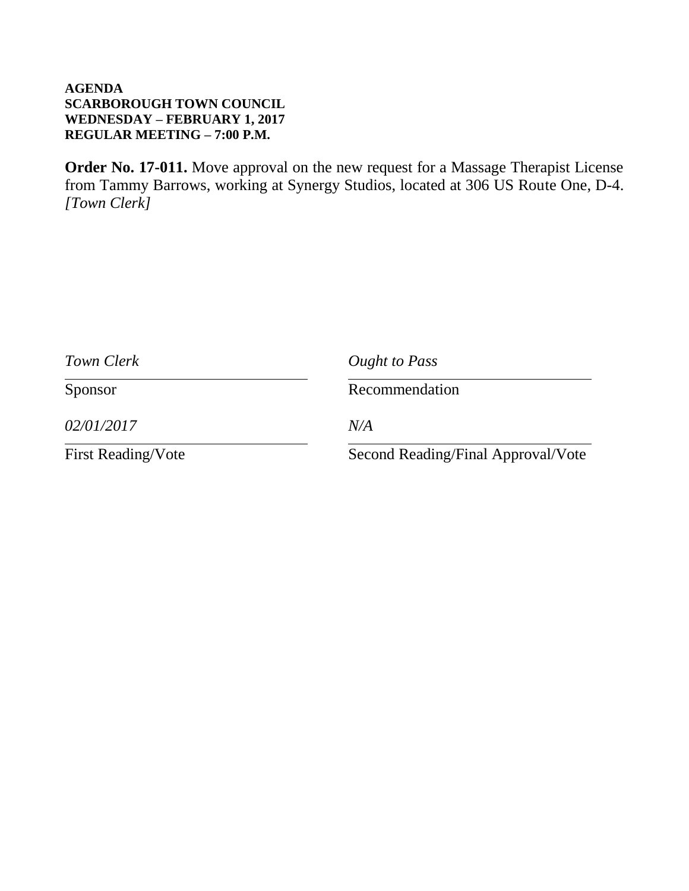**AGENDA**
**SCARBOROUGH TOWN COUNCIL**
**WEDNESDAY – FEBRUARY 1, 2017**
**REGULAR MEETING – 7:00 P.M.**

**Order No. 17-011.** Move approval on the new request for a Massage Therapist License from Tammy Barrows, working at Synergy Studios, located at 306 US Route One, D-4. *[Town Clerk]*

| | |
|---|---|
| *Town Clerk* | *Ought to Pass* |
| Sponsor | Recommendation |
| *02/01/2017* | *N/A* |
| First Reading/Vote | Second Reading/Final Approval/Vote |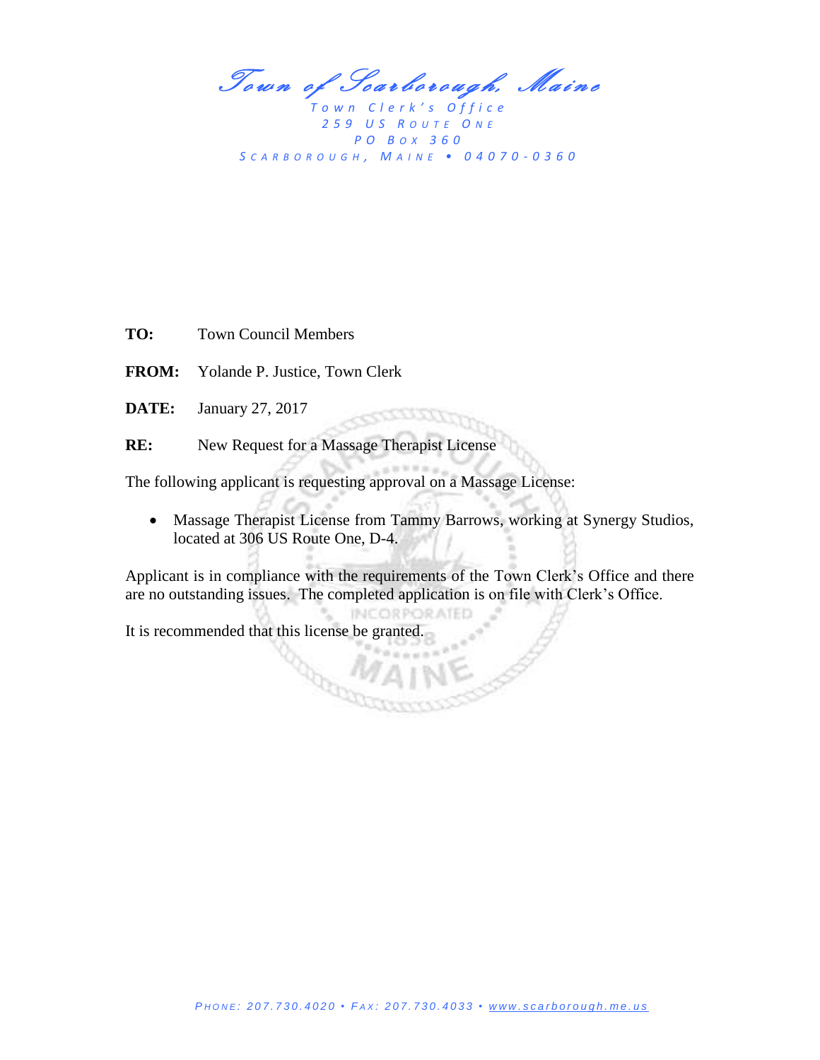*Town of Scarborough, Maine*

Town Clerk's Office
259 US Route One
PO Box 360
Scarborough, Maine • 04070-0360

**TO:** Town Council Members

**FROM:** Yolande P. Justice, Town Clerk

**DATE:** January 27, 2017

**RE:** New Request for a Massage Therapist License

The following applicant is requesting approval on a Massage License:

- Massage Therapist License from Tammy Barrows, working at Synergy Studios, located at 306 US Route One, D-4.

Applicant is in compliance with the requirements of the Town Clerk's Office and there are no outstanding issues. The completed application is on file with Clerk's Office.

It is recommended that this license be granted.

Phone: 207.730.4020 • Fax: 207.730.4033 • www.scarborough.me.us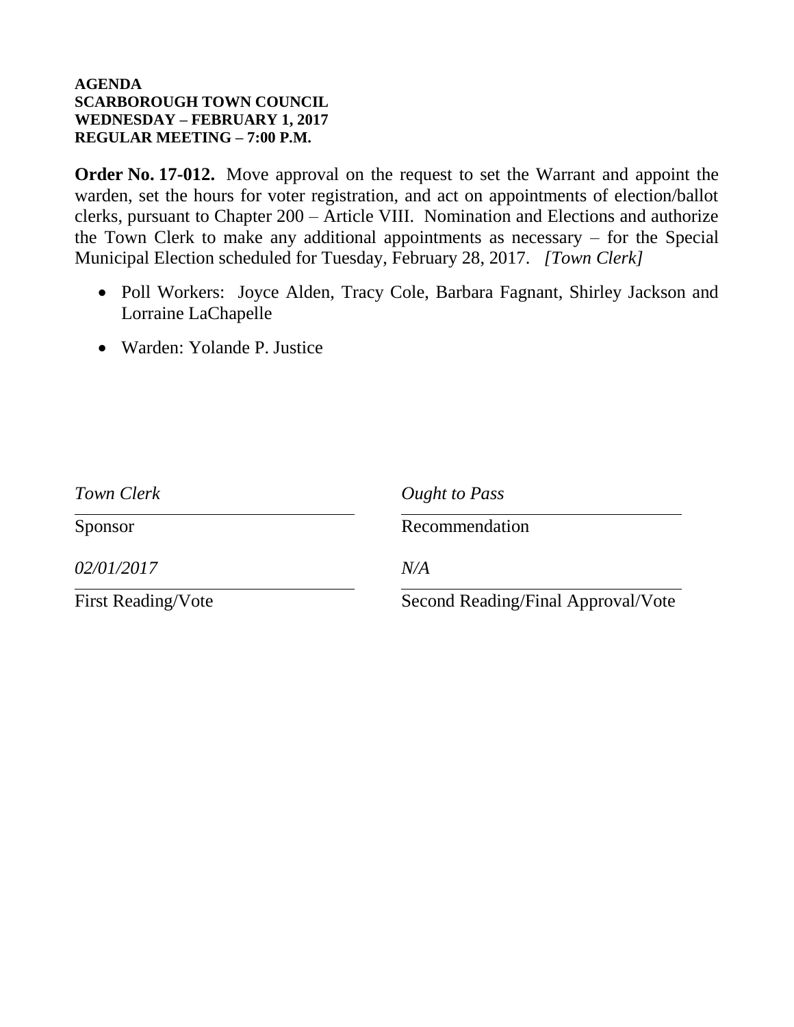**AGENDA**
**SCARBOROUGH TOWN COUNCIL**
**WEDNESDAY – FEBRUARY 1, 2017**
**REGULAR MEETING – 7:00 P.M.**

**Order No. 17-012.** Move approval on the request to set the Warrant and appoint the warden, set the hours for voter registration, and act on appointments of election/ballot clerks, pursuant to Chapter 200 – Article VIII. Nomination and Elections and authorize the Town Clerk to make any additional appointments as necessary – for the Special Municipal Election scheduled for Tuesday, February 28, 2017. *[Town Clerk]*

- Poll Workers: Joyce Alden, Tracy Cole, Barbara Fagnant, Shirley Jackson and Lorraine LaChapelle
- Warden: Yolande P. Justice

| | |
|---|---|
| *Town Clerk* | *Ought to Pass* |
| Sponsor | Recommendation |
| *02/01/2017* | *N/A* |
| First Reading/Vote | Second Reading/Final Approval/Vote |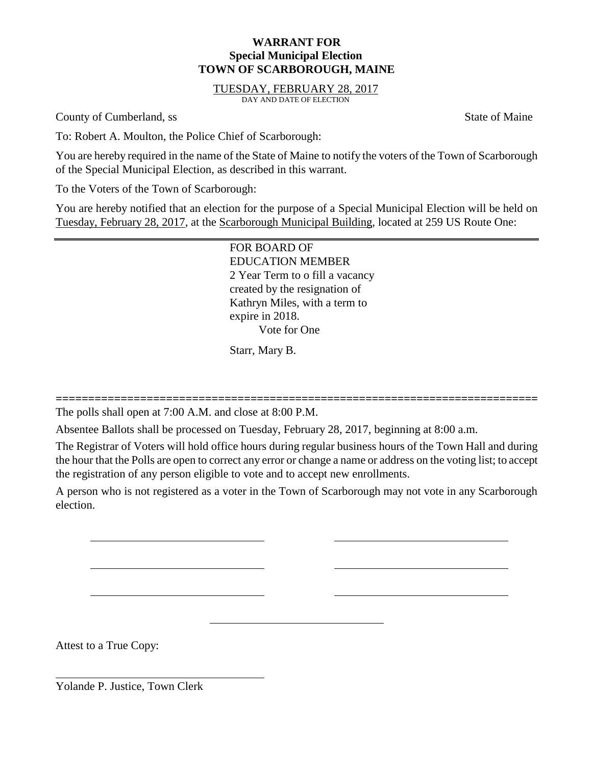**WARRANT FOR**
**Special Municipal Election**
**TOWN OF SCARBOROUGH, MAINE**

TUESDAY, FEBRUARY 28, 2017
DAY AND DATE OF ELECTION

County of Cumberland, ss State of Maine

To: Robert A. Moulton, the Police Chief of Scarborough:

You are hereby required in the name of the State of Maine to notify the voters of the Town of Scarborough of the Special Municipal Election, as described in this warrant.

To the Voters of the Town of Scarborough:

You are hereby notified that an election for the purpose of a Special Municipal Election will be held on Tuesday, February 28, 2017, at the Scarborough Municipal Building, located at 259 US Route One:

---

FOR BOARD OF EDUCATION MEMBER
2 Year Term to o fill a vacancy created by the resignation of Kathryn Miles, with a term to expire in 2018.
Vote for One

Starr, Mary B.

==========================================================================

The polls shall open at 7:00 A.M. and close at 8:00 P.M.

Absentee Ballots shall be processed on Tuesday, February 28, 2017, beginning at 8:00 a.m.

The Registrar of Voters will hold office hours during regular business hours of the Town Hall and during the hour that the Polls are open to correct any error or change a name or address on the voting list; to accept the registration of any person eligible to vote and to accept new enrollments.

A person who is not registered as a voter in the Town of Scarborough may not vote in any Scarborough election.

Attest to a True Copy:

Yolande P. Justice, Town Clerk